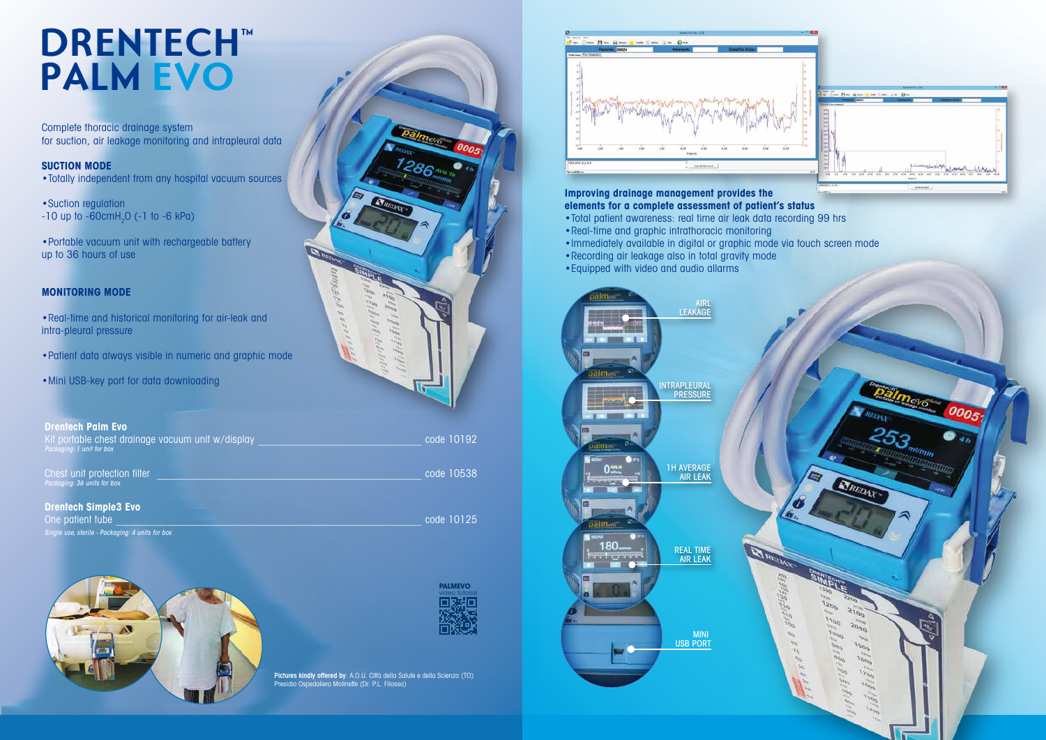# DRENTECH™ PALM EVO

Complete thoracic drainage system
for suction, air leakage monitoring and intrapleural data

**SUCTION MODE**

- Totally independent from any hospital vacuum sources

- Suction regulation
-10 up to -60cm$H_2O$ (-1 to -6 kPa)

- Portable vacuum unit with rechargeable battery
up to 36 hours of use

**MONITORING MODE**

- Real-time and historical monitoring for air-leak and intra-pleural pressure

- Patient data always visible in numeric and graphic mode

- Mini USB-key port for data downloading

**Drentech Palm Evo**

Kit portable chest drainage vacuum unit w/display ______ code 10192
*Packaging: 1 unit for box*

Chest unit protection filter ______ code 10538
*Packaging: 36 units for box*

**Drentech Simple3 Evo**

One patient tube ______ code 10125
*Single use, sterile - Packaging: 4 units for box*

**PALMEVO**
video tutorial

**Pictures kindly offered by**: A.O.U. Città della Salute e della Scienza (TO)
Presidio Ospedaliero Molinette (Dr. P.L. Filosso)

**Improving drainage management provides the elements for a complete assessment of patient's status**

- Total patient awareness: real time air leak data recording 99 hrs
- Real-time and graphic intrathoracic monitoring
- Immediately available in digital or graphic mode via touch screen mode
- Recording air leakage also in total gravity mode
- Equipped with video and audio allarms

AIRL LEAKAGE

INTRAPLEURAL PRESSURE

1H AVERAGE AIR LEAK

REAL TIME AIR LEAK

MINI USB PORT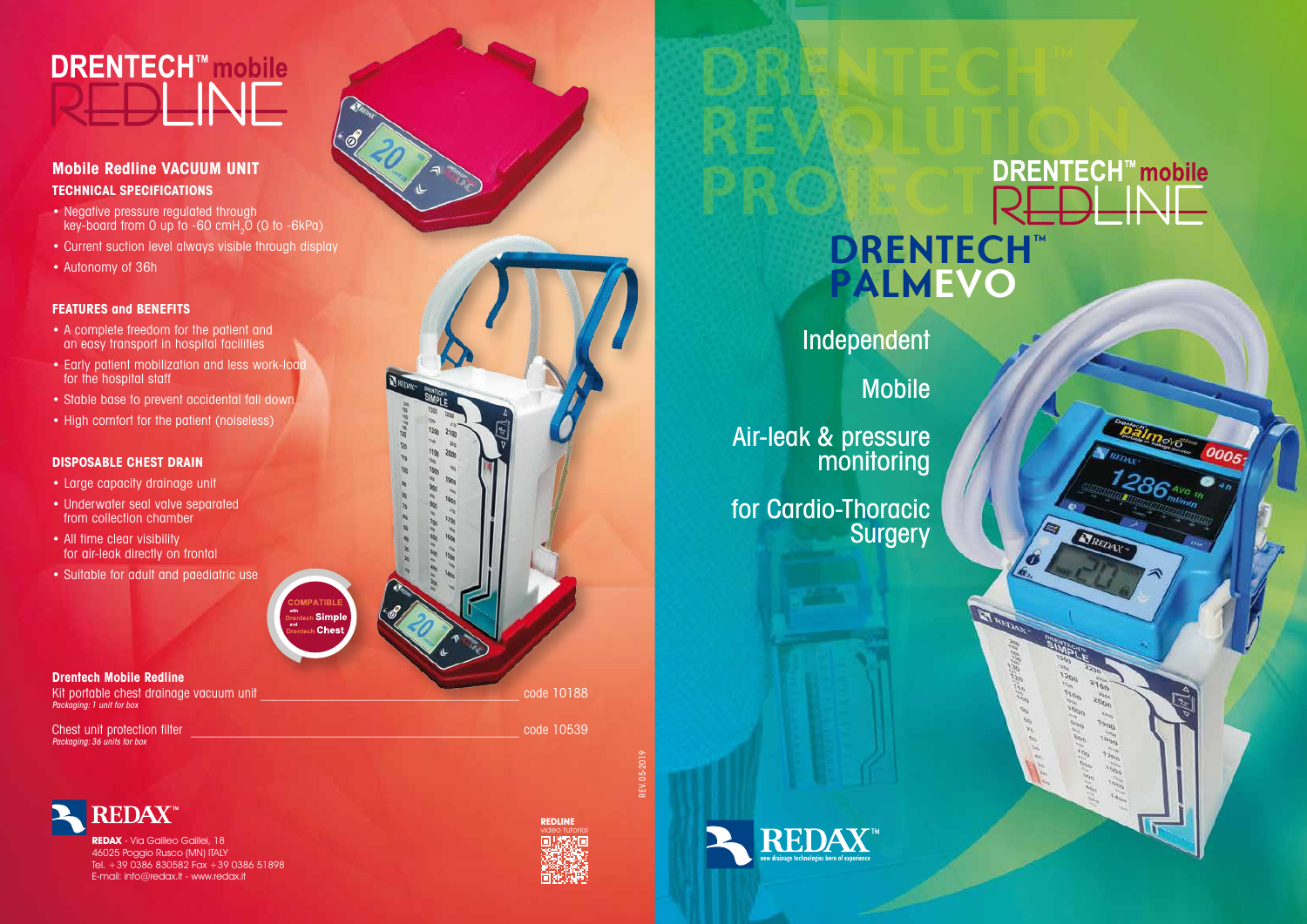# DRENTECH™ mobile REDLINE

## Mobile Redline VACUUM UNIT

### TECHNICAL SPECIFICATIONS

- Negative pressure regulated through key-board from 0 up to -60 $cmH_2O$ (0 to -6kPa)
- Current suction level always visible through display
- Autonomy of 36h

### FEATURES and BENEFITS

- A complete freedom for the patient and an easy transport in hospital facilities
- Early patient mobilization and less work-load for the hospital staff
- Stable base to prevent accidental fall down
- High comfort for the patient (noiseless)

### DISPOSABLE CHEST DRAIN

- Large capacity drainage unit
- Underwater seal valve separated from collection chamber
- All time clear visibility for air-leak directly on frontal
- Suitable for adult and paediatric use

COMPATIBLE with Drentech Simple and Drentech Chest

**Drentech Mobile Redline**

Kit portable chest drainage vacuum unit — code 10188
*Packaging: 1 unit for box*

Chest unit protection filter — code 10539
*Packaging: 36 units for box*

**REDAX™**

**REDAX** - Via Galileo Galilei, 18
46025 Poggio Rusco (MN) ITALY
Tel. +39 0386 830582 Fax +39 0386 51898
E-mail: info@redax.it - www.redax.it

**REDLINE** video tutorial

REV.05-2019

DRENTECH™ REVOLUTION PROJECT

# DRENTECH™ mobile REDLINE

# DRENTECH™ PALMEVO

Independent

Mobile

Air-leak & pressure monitoring

for Cardio-Thoracic Surgery

**REDAX™**
new drainage technologies born of experience